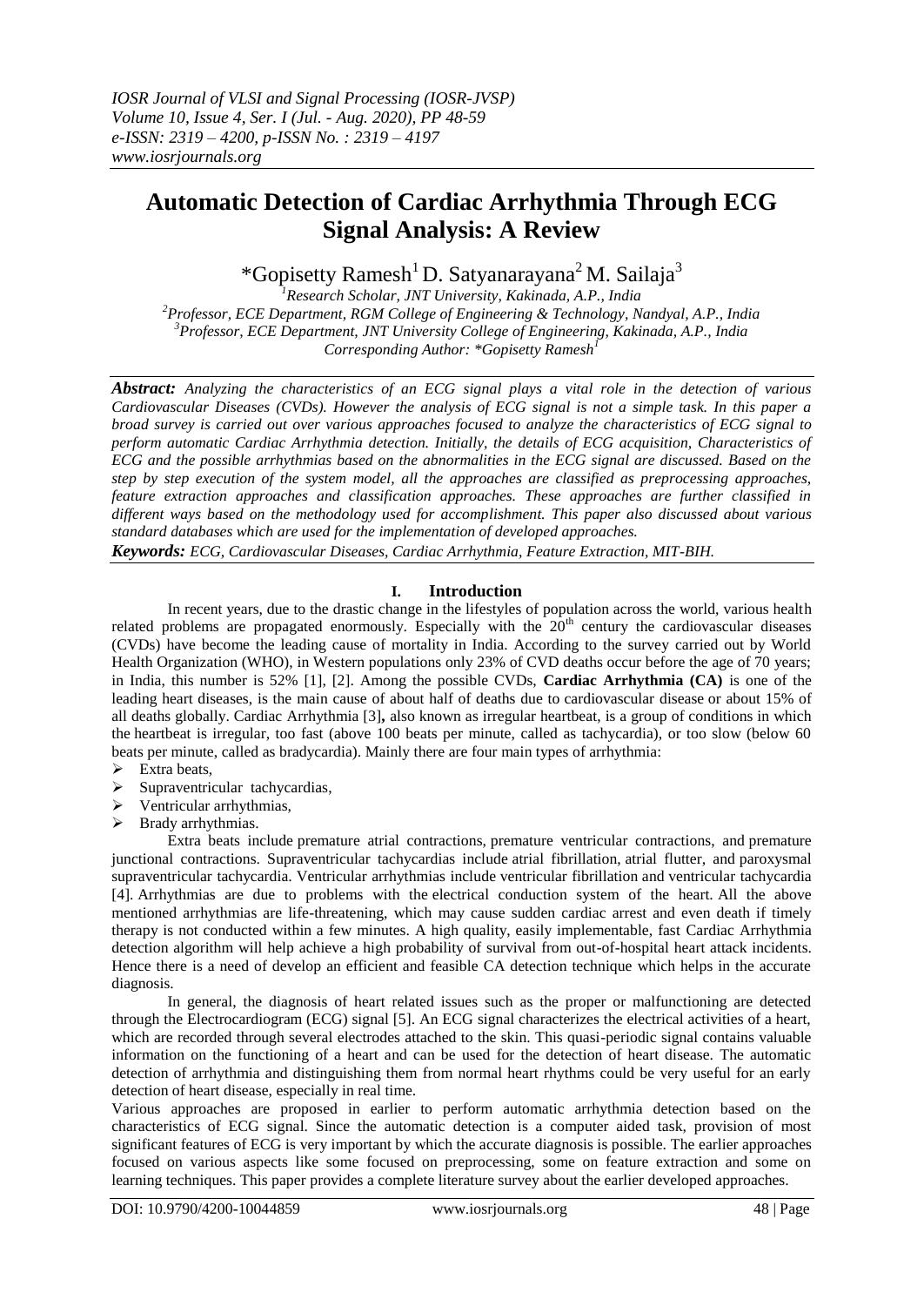# Automatic Detection of Cardiac Arrhythmia Through ECG Signal Analysis: A Review

*Gopisetty Ramesh[1] D. Satyanarayana[2] M. Sailaja[3]

[1]*Research Scholar, JNT University, Kakinada, A.P., India*

[2]*Professor, ECE Department, RGM College of Engineering & Technology, Nandyal, A.P., India*

[3]*Professor, ECE Department, JNT University College of Engineering, Kakinada, A.P., India*

*Corresponding Author: *Gopisetty Ramesh[1]*

***Abstract:*** *Analyzing the characteristics of an ECG signal plays a vital role in the detection of various Cardiovascular Diseases (CVDs). However the analysis of ECG signal is not a simple task. In this paper a broad survey is carried out over various approaches focused to analyze the characteristics of ECG signal to perform automatic Cardiac Arrhythmia detection. Initially, the details of ECG acquisition, Characteristics of ECG and the possible arrhythmias based on the abnormalities in the ECG signal are discussed. Based on the step by step execution of the system model, all the approaches are classified as preprocessing approaches, feature extraction approaches and classification approaches. These approaches are further classified in different ways based on the methodology used for accomplishment. This paper also discussed about various standard databases which are used for the implementation of developed approaches.*

***Keywords:*** *ECG, Cardiovascular Diseases, Cardiac Arrhythmia, Feature Extraction, MIT-BIH.*

## I. Introduction

In recent years, due to the drastic change in the lifestyles of population across the world, various health related problems are propagated enormously. Especially with the 20th century the cardiovascular diseases (CVDs) have become the leading cause of mortality in India. According to the survey carried out by World Health Organization (WHO), in Western populations only 23% of CVD deaths occur before the age of 70 years; in India, this number is 52% [1], [2]. Among the possible CVDs, **Cardiac Arrhythmia (CA)** is one of the leading heart diseases, is the main cause of about half of deaths due to cardiovascular disease or about 15% of all deaths globally. Cardiac Arrhythmia [3]**,** also known as irregular heartbeat, is a group of conditions in which the heartbeat is irregular, too fast (above 100 beats per minute, called as tachycardia), or too slow (below 60 beats per minute, called as bradycardia). Mainly there are four main types of arrhythmia:

- Extra beats,
- Supraventricular tachycardias,
- Ventricular arrhythmias,
- Brady arrhythmias.

Extra beats include premature atrial contractions, premature ventricular contractions, and premature junctional contractions. Supraventricular tachycardias include atrial fibrillation, atrial flutter, and paroxysmal supraventricular tachycardia. Ventricular arrhythmias include ventricular fibrillation and ventricular tachycardia [4]. Arrhythmias are due to problems with the electrical conduction system of the heart. All the above mentioned arrhythmias are life-threatening, which may cause sudden cardiac arrest and even death if timely therapy is not conducted within a few minutes. A high quality, easily implementable, fast Cardiac Arrhythmia detection algorithm will help achieve a high probability of survival from out-of-hospital heart attack incidents. Hence there is a need of develop an efficient and feasible CA detection technique which helps in the accurate diagnosis.

In general, the diagnosis of heart related issues such as the proper or malfunctioning are detected through the Electrocardiogram (ECG) signal [5]. An ECG signal characterizes the electrical activities of a heart, which are recorded through several electrodes attached to the skin. This quasi-periodic signal contains valuable information on the functioning of a heart and can be used for the detection of heart disease. The automatic detection of arrhythmia and distinguishing them from normal heart rhythms could be very useful for an early detection of heart disease, especially in real time.

Various approaches are proposed in earlier to perform automatic arrhythmia detection based on the characteristics of ECG signal. Since the automatic detection is a computer aided task, provision of most significant features of ECG is very important by which the accurate diagnosis is possible. The earlier approaches focused on various aspects like some focused on preprocessing, some on feature extraction and some on learning techniques. This paper provides a complete literature survey about the earlier developed approaches.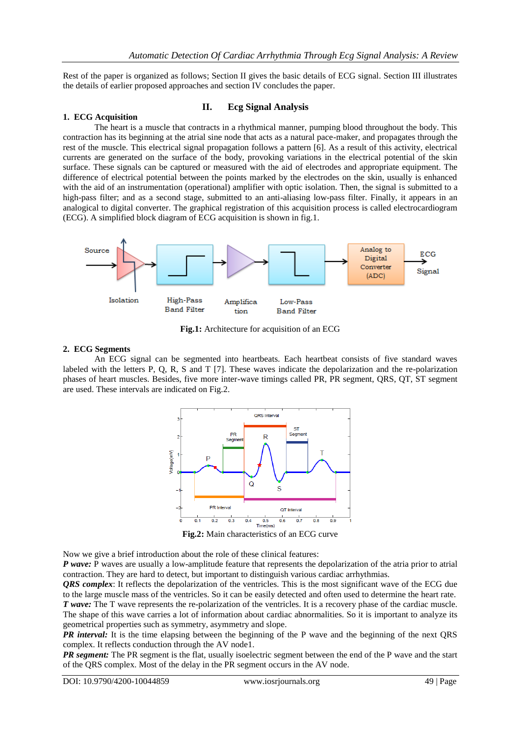Rest of the paper is organized as follows; Section II gives the basic details of ECG signal. Section III illustrates the details of earlier proposed approaches and section IV concludes the paper.

## II. Ecg Signal Analysis

### 1. ECG Acquisition

The heart is a muscle that contracts in a rhythmical manner, pumping blood throughout the body. This contraction has its beginning at the atrial sine node that acts as a natural pace-maker, and propagates through the rest of the muscle. This electrical signal propagation follows a pattern [6]. As a result of this activity, electrical currents are generated on the surface of the body, provoking variations in the electrical potential of the skin surface. These signals can be captured or measured with the aid of electrodes and appropriate equipment. The difference of electrical potential between the points marked by the electrodes on the skin, usually is enhanced with the aid of an instrumentation (operational) amplifier with optic isolation. Then, the signal is submitted to a high-pass filter; and as a second stage, submitted to an anti-aliasing low-pass filter. Finally, it appears in an analogical to digital converter. The graphical registration of this acquisition process is called electrocardiogram (ECG). A simplified block diagram of ECG acquisition is shown in fig.1.

**Fig.1:** Architecture for acquisition of an ECG

### 2. ECG Segments

An ECG signal can be segmented into heartbeats. Each heartbeat consists of five standard waves labeled with the letters P, Q, R, S and T [7]. These waves indicate the depolarization and the re-polarization phases of heart muscles. Besides, five more inter-wave timings called PR, PR segment, QRS, QT, ST segment are used. These intervals are indicated on Fig.2.

**Fig.2:** Main characteristics of an ECG curve

Now we give a brief introduction about the role of these clinical features:

***P wave:*** P waves are usually a low-amplitude feature that represents the depolarization of the atria prior to atrial contraction. They are hard to detect, but important to distinguish various cardiac arrhythmias.

***QRS complex***: It reflects the depolarization of the ventricles. This is the most significant wave of the ECG due to the large muscle mass of the ventricles. So it can be easily detected and often used to determine the heart rate.

***T wave:*** The T wave represents the re-polarization of the ventricles. It is a recovery phase of the cardiac muscle. The shape of this wave carries a lot of information about cardiac abnormalities. So it is important to analyze its geometrical properties such as symmetry, asymmetry and slope.

***PR interval:*** It is the time elapsing between the beginning of the P wave and the beginning of the next QRS complex. It reflects conduction through the AV node1.

***PR segment:*** The PR segment is the flat, usually isoelectric segment between the end of the P wave and the start of the QRS complex. Most of the delay in the PR segment occurs in the AV node.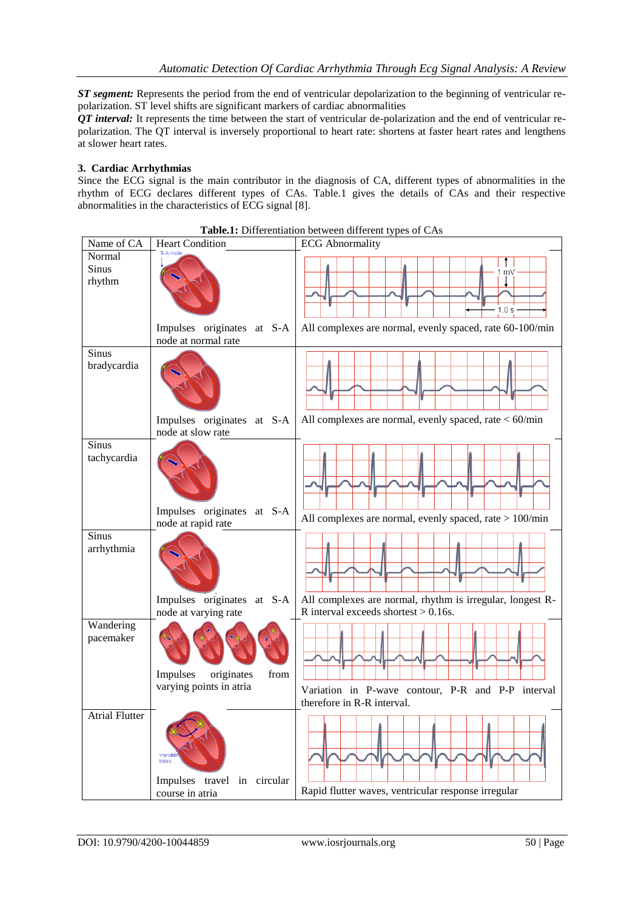***ST segment:*** Represents the period from the end of ventricular depolarization to the beginning of ventricular re-polarization. ST level shifts are significant markers of cardiac abnormalities

***QT interval:*** It represents the time between the start of ventricular de-polarization and the end of ventricular re-polarization. The QT interval is inversely proportional to heart rate: shortens at faster heart rates and lengthens at slower heart rates.

## 3. Cardiac Arrhythmias

Since the ECG signal is the main contributor in the diagnosis of CA, different types of abnormalities in the rhythm of ECG declares different types of CAs. Table.1 gives the details of CAs and their respective abnormalities in the characteristics of ECG signal [8].

**Table.1:** Differentiation between different types of CAs

| Name of CA | Heart Condition | ECG Abnormality |
|---|---|---|
| Normal Sinus rhythm | Impulses originates at S-A node at normal rate | All complexes are normal, evenly spaced, rate 60-100/min |
| Sinus bradycardia | Impulses originates at S-A node at slow rate | All complexes are normal, evenly spaced, rate < 60/min |
| Sinus tachycardia | Impulses originates at S-A node at rapid rate | All complexes are normal, evenly spaced, rate > 100/min |
| Sinus arrhythmia | Impulses originates at S-A node at varying rate | All complexes are normal, rhythm is irregular, longest R-R interval exceeds shortest > 0.16s. |
| Wandering pacemaker | Impulses originates from varying points in atria | Variation in P-wave contour, P-R and P-P interval therefore in R-R interval. |
| Atrial Flutter | Impulses travel in circular course in atria | Rapid flutter waves, ventricular response irregular |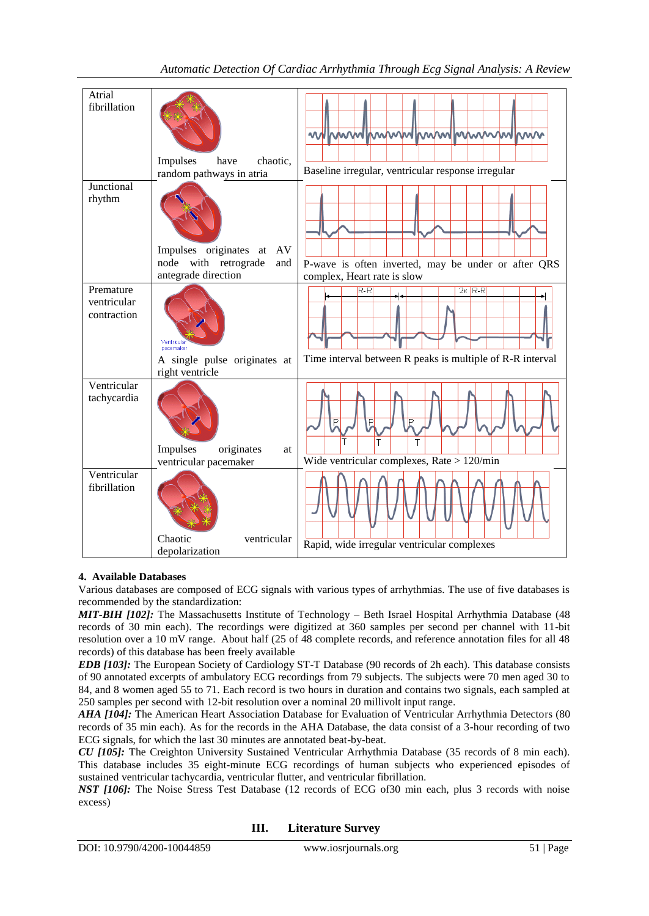| Atrial fibrillation | Impulses have chaotic, random pathways in atria | Baseline irregular, ventricular response irregular |
|---|---|---|
| Junctional rhythm | Impulses originates at AV node with retrograde and antegrade direction | P-wave is often inverted, may be under or after QRS complex, Heart rate is slow |
| Premature ventricular contraction | A single pulse originates at right ventricle | Time interval between R peaks is multiple of R-R interval |
| Ventricular tachycardia | Impulses originates at ventricular pacemaker | Wide ventricular complexes, Rate > 120/min |
| Ventricular fibrillation | Chaotic ventricular depolarization | Rapid, wide irregular ventricular complexes |

### 4. Available Databases

Various databases are composed of ECG signals with various types of arrhythmias. The use of five databases is recommended by the standardization:

***MIT-BIH [102]:*** The Massachusetts Institute of Technology – Beth Israel Hospital Arrhythmia Database (48 records of 30 min each). The recordings were digitized at 360 samples per second per channel with 11-bit resolution over a 10 mV range. About half (25 of 48 complete records, and reference annotation files for all 48 records) of this database has been freely available

***EDB [103]:*** The European Society of Cardiology ST-T Database (90 records of 2h each). This database consists of 90 annotated excerpts of ambulatory ECG recordings from 79 subjects. The subjects were 70 men aged 30 to 84, and 8 women aged 55 to 71. Each record is two hours in duration and contains two signals, each sampled at 250 samples per second with 12-bit resolution over a nominal 20 millivolt input range.

***AHA [104]:*** The American Heart Association Database for Evaluation of Ventricular Arrhythmia Detectors (80 records of 35 min each). As for the records in the AHA Database, the data consist of a 3-hour recording of two ECG signals, for which the last 30 minutes are annotated beat-by-beat.

***CU [105]:*** The Creighton University Sustained Ventricular Arrhythmia Database (35 records of 8 min each). This database includes 35 eight-minute ECG recordings of human subjects who experienced episodes of sustained ventricular tachycardia, ventricular flutter, and ventricular fibrillation.

***NST [106]:*** The Noise Stress Test Database (12 records of ECG of30 min each, plus 3 records with noise excess)

## III. Literature Survey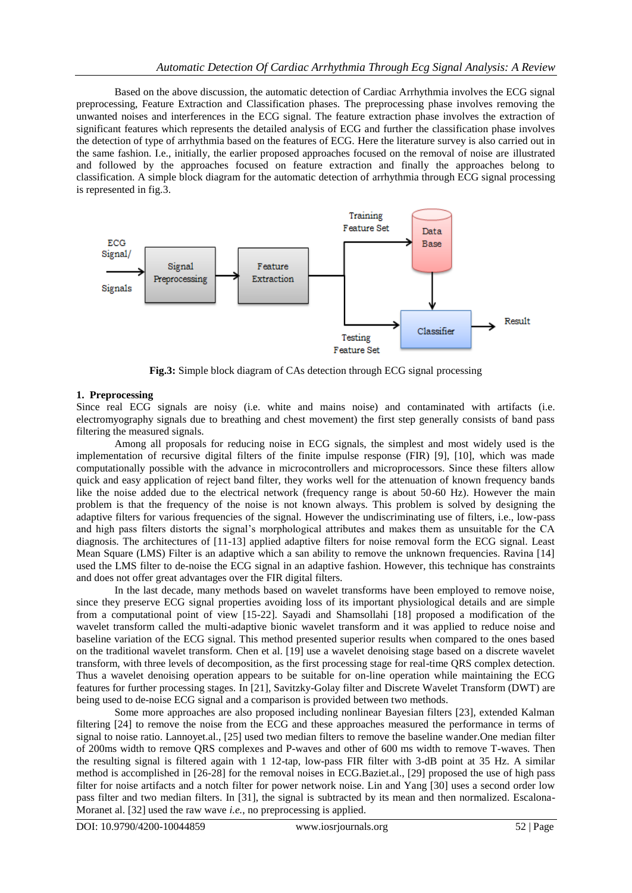Based on the above discussion, the automatic detection of Cardiac Arrhythmia involves the ECG signal preprocessing, Feature Extraction and Classification phases. The preprocessing phase involves removing the unwanted noises and interferences in the ECG signal. The feature extraction phase involves the extraction of significant features which represents the detailed analysis of ECG and further the classification phase involves the detection of type of arrhythmia based on the features of ECG. Here the literature survey is also carried out in the same fashion. I.e., initially, the earlier proposed approaches focused on the removal of noise are illustrated and followed by the approaches focused on feature extraction and finally the approaches belong to classification. A simple block diagram for the automatic detection of arrhythmia through ECG signal processing is represented in fig.3.

**Fig.3:** Simple block diagram of CAs detection through ECG signal processing

### 1. Preprocessing

Since real ECG signals are noisy (i.e. white and mains noise) and contaminated with artifacts (i.e. electromyography signals due to breathing and chest movement) the first step generally consists of band pass filtering the measured signals.

Among all proposals for reducing noise in ECG signals, the simplest and most widely used is the implementation of recursive digital filters of the finite impulse response (FIR) [9], [10], which was made computationally possible with the advance in microcontrollers and microprocessors. Since these filters allow quick and easy application of reject band filter, they works well for the attenuation of known frequency bands like the noise added due to the electrical network (frequency range is about 50-60 Hz). However the main problem is that the frequency of the noise is not known always. This problem is solved by designing the adaptive filters for various frequencies of the signal. However the undiscriminating use of filters, i.e., low-pass and high pass filters distorts the signal's morphological attributes and makes them as unsuitable for the CA diagnosis. The architectures of [11-13] applied adaptive filters for noise removal form the ECG signal. Least Mean Square (LMS) Filter is an adaptive which a san ability to remove the unknown frequencies. Ravina [14] used the LMS filter to de-noise the ECG signal in an adaptive fashion. However, this technique has constraints and does not offer great advantages over the FIR digital filters.

In the last decade, many methods based on wavelet transforms have been employed to remove noise, since they preserve ECG signal properties avoiding loss of its important physiological details and are simple from a computational point of view [15-22]. Sayadi and Shamsollahi [18] proposed a modification of the wavelet transform called the multi-adaptive bionic wavelet transform and it was applied to reduce noise and baseline variation of the ECG signal. This method presented superior results when compared to the ones based on the traditional wavelet transform. Chen et al. [19] use a wavelet denoising stage based on a discrete wavelet transform, with three levels of decomposition, as the first processing stage for real-time QRS complex detection. Thus a wavelet denoising operation appears to be suitable for on-line operation while maintaining the ECG features for further processing stages. In [21], Savitzky-Golay filter and Discrete Wavelet Transform (DWT) are being used to de-noise ECG signal and a comparison is provided between two methods.

Some more approaches are also proposed including nonlinear Bayesian filters [23], extended Kalman filtering [24] to remove the noise from the ECG and these approaches measured the performance in terms of signal to noise ratio. Lannoyet.al., [25] used two median filters to remove the baseline wander.One median filter of 200ms width to remove QRS complexes and P-waves and other of 600 ms width to remove T-waves. Then the resulting signal is filtered again with 1 12-tap, low-pass FIR filter with 3-dB point at 35 Hz. A similar method is accomplished in [26-28] for the removal noises in ECG.Baziet.al., [29] proposed the use of high pass filter for noise artifacts and a notch filter for power network noise. Lin and Yang [30] uses a second order low pass filter and two median filters. In [31], the signal is subtracted by its mean and then normalized. Escalona-Moranet al. [32] used the raw wave *i.e.*, no preprocessing is applied.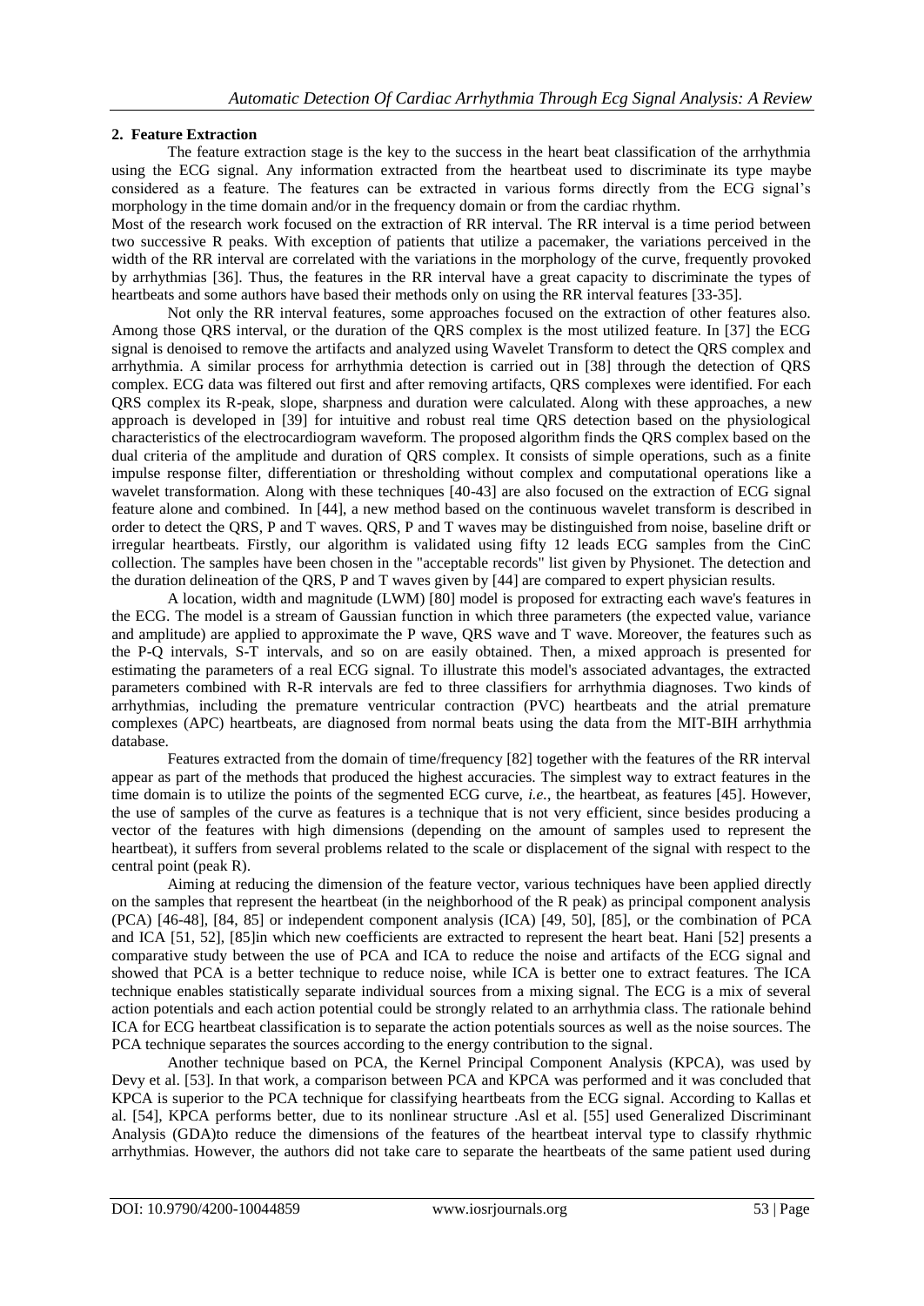## 2. Feature Extraction

The feature extraction stage is the key to the success in the heart beat classification of the arrhythmia using the ECG signal. Any information extracted from the heartbeat used to discriminate its type maybe considered as a feature. The features can be extracted in various forms directly from the ECG signal's morphology in the time domain and/or in the frequency domain or from the cardiac rhythm.

Most of the research work focused on the extraction of RR interval. The RR interval is a time period between two successive R peaks. With exception of patients that utilize a pacemaker, the variations perceived in the width of the RR interval are correlated with the variations in the morphology of the curve, frequently provoked by arrhythmias [36]. Thus, the features in the RR interval have a great capacity to discriminate the types of heartbeats and some authors have based their methods only on using the RR interval features [33-35].

Not only the RR interval features, some approaches focused on the extraction of other features also. Among those QRS interval, or the duration of the QRS complex is the most utilized feature. In [37] the ECG signal is denoised to remove the artifacts and analyzed using Wavelet Transform to detect the QRS complex and arrhythmia. A similar process for arrhythmia detection is carried out in [38] through the detection of QRS complex. ECG data was filtered out first and after removing artifacts, QRS complexes were identified. For each QRS complex its R-peak, slope, sharpness and duration were calculated. Along with these approaches, a new approach is developed in [39] for intuitive and robust real time QRS detection based on the physiological characteristics of the electrocardiogram waveform. The proposed algorithm finds the QRS complex based on the dual criteria of the amplitude and duration of QRS complex. It consists of simple operations, such as a finite impulse response filter, differentiation or thresholding without complex and computational operations like a wavelet transformation. Along with these techniques [40-43] are also focused on the extraction of ECG signal feature alone and combined. In [44], a new method based on the continuous wavelet transform is described in order to detect the QRS, P and T waves. QRS, P and T waves may be distinguished from noise, baseline drift or irregular heartbeats. Firstly, our algorithm is validated using fifty 12 leads ECG samples from the CinC collection. The samples have been chosen in the "acceptable records" list given by Physionet. The detection and the duration delineation of the QRS, P and T waves given by [44] are compared to expert physician results.

A location, width and magnitude (LWM) [80] model is proposed for extracting each wave's features in the ECG. The model is a stream of Gaussian function in which three parameters (the expected value, variance and amplitude) are applied to approximate the P wave, QRS wave and T wave. Moreover, the features such as the P-Q intervals, S-T intervals, and so on are easily obtained. Then, a mixed approach is presented for estimating the parameters of a real ECG signal. To illustrate this model's associated advantages, the extracted parameters combined with R-R intervals are fed to three classifiers for arrhythmia diagnoses. Two kinds of arrhythmias, including the premature ventricular contraction (PVC) heartbeats and the atrial premature complexes (APC) heartbeats, are diagnosed from normal beats using the data from the MIT-BIH arrhythmia database.

Features extracted from the domain of time/frequency [82] together with the features of the RR interval appear as part of the methods that produced the highest accuracies. The simplest way to extract features in the time domain is to utilize the points of the segmented ECG curve, *i.e.*, the heartbeat, as features [45]. However, the use of samples of the curve as features is a technique that is not very efficient, since besides producing a vector of the features with high dimensions (depending on the amount of samples used to represent the heartbeat), it suffers from several problems related to the scale or displacement of the signal with respect to the central point (peak R).

Aiming at reducing the dimension of the feature vector, various techniques have been applied directly on the samples that represent the heartbeat (in the neighborhood of the R peak) as principal component analysis (PCA) [46-48], [84, 85] or independent component analysis (ICA) [49, 50], [85], or the combination of PCA and ICA [51, 52], [85]in which new coefficients are extracted to represent the heart beat. Hani [52] presents a comparative study between the use of PCA and ICA to reduce the noise and artifacts of the ECG signal and showed that PCA is a better technique to reduce noise, while ICA is better one to extract features. The ICA technique enables statistically separate individual sources from a mixing signal. The ECG is a mix of several action potentials and each action potential could be strongly related to an arrhythmia class. The rationale behind ICA for ECG heartbeat classification is to separate the action potentials sources as well as the noise sources. The PCA technique separates the sources according to the energy contribution to the signal.

Another technique based on PCA, the Kernel Principal Component Analysis (KPCA), was used by Devy et al. [53]. In that work, a comparison between PCA and KPCA was performed and it was concluded that KPCA is superior to the PCA technique for classifying heartbeats from the ECG signal. According to Kallas et al. [54], KPCA performs better, due to its nonlinear structure .Asl et al. [55] used Generalized Discriminant Analysis (GDA)to reduce the dimensions of the features of the heartbeat interval type to classify rhythmic arrhythmias. However, the authors did not take care to separate the heartbeats of the same patient used during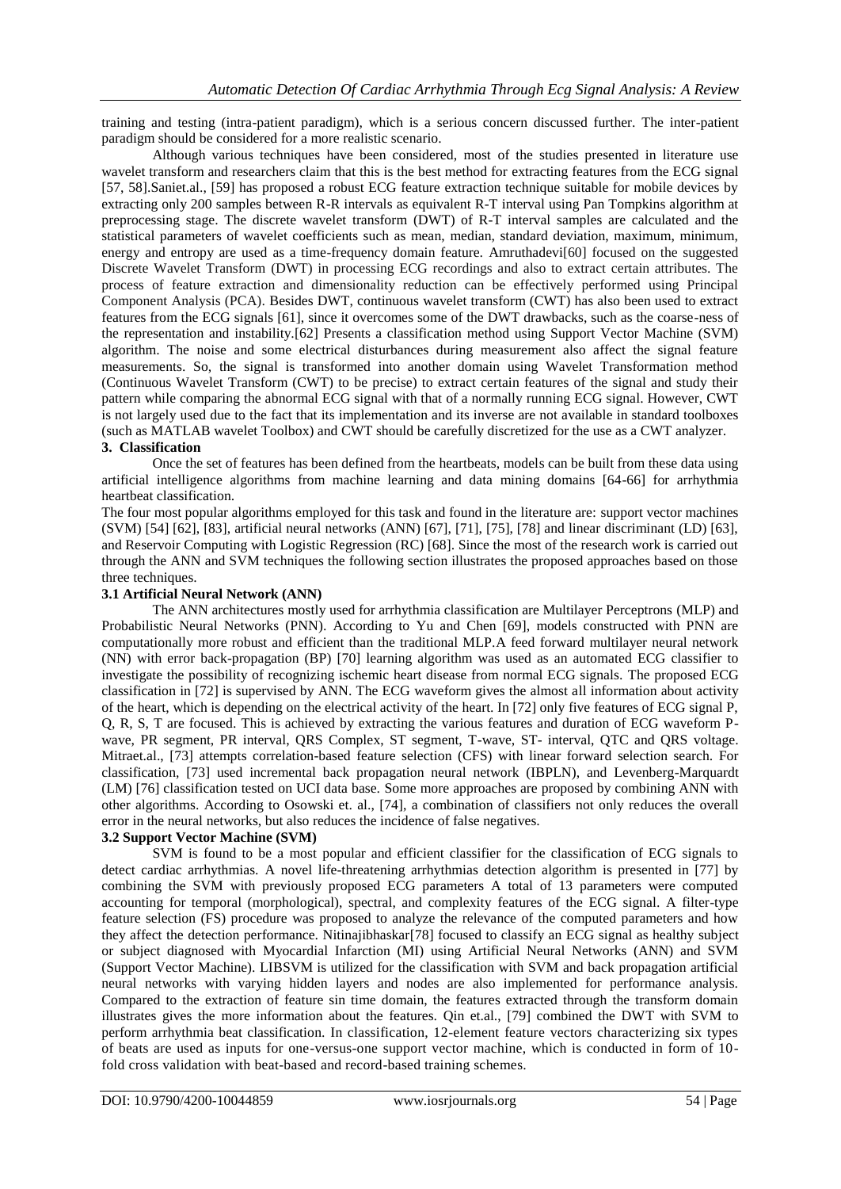training and testing (intra-patient paradigm), which is a serious concern discussed further. The inter-patient paradigm should be considered for a more realistic scenario.

Although various techniques have been considered, most of the studies presented in literature use wavelet transform and researchers claim that this is the best method for extracting features from the ECG signal [57, 58].Saniet.al., [59] has proposed a robust ECG feature extraction technique suitable for mobile devices by extracting only 200 samples between R-R intervals as equivalent R-T interval using Pan Tompkins algorithm at preprocessing stage. The discrete wavelet transform (DWT) of R-T interval samples are calculated and the statistical parameters of wavelet coefficients such as mean, median, standard deviation, maximum, minimum, energy and entropy are used as a time-frequency domain feature. Amruthadevi[60] focused on the suggested Discrete Wavelet Transform (DWT) in processing ECG recordings and also to extract certain attributes. The process of feature extraction and dimensionality reduction can be effectively performed using Principal Component Analysis (PCA). Besides DWT, continuous wavelet transform (CWT) has also been used to extract features from the ECG signals [61], since it overcomes some of the DWT drawbacks, such as the coarse-ness of the representation and instability.[62] Presents a classification method using Support Vector Machine (SVM) algorithm. The noise and some electrical disturbances during measurement also affect the signal feature measurements. So, the signal is transformed into another domain using Wavelet Transformation method (Continuous Wavelet Transform (CWT) to be precise) to extract certain features of the signal and study their pattern while comparing the abnormal ECG signal with that of a normally running ECG signal. However, CWT is not largely used due to the fact that its implementation and its inverse are not available in standard toolboxes (such as MATLAB wavelet Toolbox) and CWT should be carefully discretized for the use as a CWT analyzer.

## 3. Classification

Once the set of features has been defined from the heartbeats, models can be built from these data using artificial intelligence algorithms from machine learning and data mining domains [64-66] for arrhythmia heartbeat classification.

The four most popular algorithms employed for this task and found in the literature are: support vector machines (SVM) [54] [62], [83], artificial neural networks (ANN) [67], [71], [75], [78] and linear discriminant (LD) [63], and Reservoir Computing with Logistic Regression (RC) [68]. Since the most of the research work is carried out through the ANN and SVM techniques the following section illustrates the proposed approaches based on those three techniques.

### 3.1 Artificial Neural Network (ANN)

The ANN architectures mostly used for arrhythmia classification are Multilayer Perceptrons (MLP) and Probabilistic Neural Networks (PNN). According to Yu and Chen [69], models constructed with PNN are computationally more robust and efficient than the traditional MLP.A feed forward multilayer neural network (NN) with error back-propagation (BP) [70] learning algorithm was used as an automated ECG classifier to investigate the possibility of recognizing ischemic heart disease from normal ECG signals. The proposed ECG classification in [72] is supervised by ANN. The ECG waveform gives the almost all information about activity of the heart, which is depending on the electrical activity of the heart. In [72] only five features of ECG signal P, Q, R, S, T are focused. This is achieved by extracting the various features and duration of ECG waveform P-wave, PR segment, PR interval, QRS Complex, ST segment, T-wave, ST- interval, QTC and QRS voltage. Mitraet.al., [73] attempts correlation-based feature selection (CFS) with linear forward selection search. For classification, [73] used incremental back propagation neural network (IBPLN), and Levenberg-Marquardt (LM) [76] classification tested on UCI data base. Some more approaches are proposed by combining ANN with other algorithms. According to Osowski et. al., [74], a combination of classifiers not only reduces the overall error in the neural networks, but also reduces the incidence of false negatives.

### 3.2 Support Vector Machine (SVM)

SVM is found to be a most popular and efficient classifier for the classification of ECG signals to detect cardiac arrhythmias. A novel life-threatening arrhythmias detection algorithm is presented in [77] by combining the SVM with previously proposed ECG parameters A total of 13 parameters were computed accounting for temporal (morphological), spectral, and complexity features of the ECG signal. A filter-type feature selection (FS) procedure was proposed to analyze the relevance of the computed parameters and how they affect the detection performance. Nitinajibhaskar[78] focused to classify an ECG signal as healthy subject or subject diagnosed with Myocardial Infarction (MI) using Artificial Neural Networks (ANN) and SVM (Support Vector Machine). LIBSVM is utilized for the classification with SVM and back propagation artificial neural networks with varying hidden layers and nodes are also implemented for performance analysis. Compared to the extraction of feature sin time domain, the features extracted through the transform domain illustrates gives the more information about the features. Qin et.al., [79] combined the DWT with SVM to perform arrhythmia beat classification. In classification, 12-element feature vectors characterizing six types of beats are used as inputs for one-versus-one support vector machine, which is conducted in form of 10-fold cross validation with beat-based and record-based training schemes.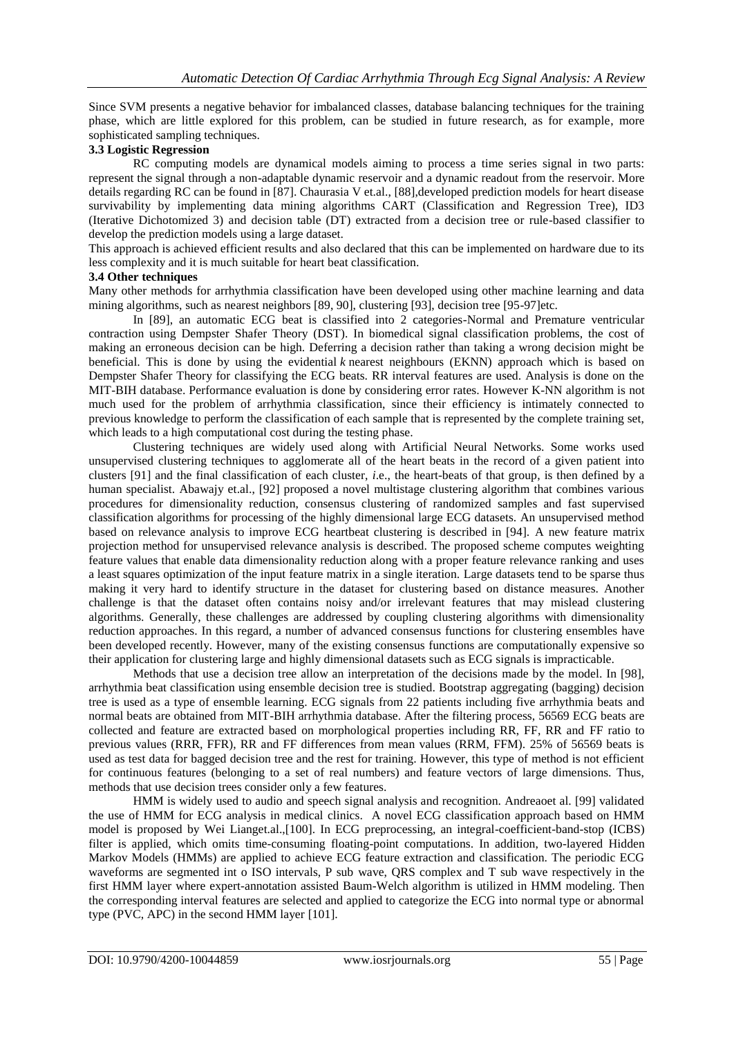Since SVM presents a negative behavior for imbalanced classes, database balancing techniques for the training phase, which are little explored for this problem, can be studied in future research, as for example, more sophisticated sampling techniques.

### 3.3 Logistic Regression

RC computing models are dynamical models aiming to process a time series signal in two parts: represent the signal through a non-adaptable dynamic reservoir and a dynamic readout from the reservoir. More details regarding RC can be found in [87]. Chaurasia V et.al., [88],developed prediction models for heart disease survivability by implementing data mining algorithms CART (Classification and Regression Tree), ID3 (Iterative Dichotomized 3) and decision table (DT) extracted from a decision tree or rule-based classifier to develop the prediction models using a large dataset.

This approach is achieved efficient results and also declared that this can be implemented on hardware due to its less complexity and it is much suitable for heart beat classification.

### 3.4 Other techniques

Many other methods for arrhythmia classification have been developed using other machine learning and data mining algorithms, such as nearest neighbors [89, 90], clustering [93], decision tree [95-97]etc.

In [89], an automatic ECG beat is classified into 2 categories-Normal and Premature ventricular contraction using Dempster Shafer Theory (DST). In biomedical signal classification problems, the cost of making an erroneous decision can be high. Deferring a decision rather than taking a wrong decision might be beneficial. This is done by using the evidential *k* nearest neighbours (EKNN) approach which is based on Dempster Shafer Theory for classifying the ECG beats. RR interval features are used. Analysis is done on the MIT-BIH database. Performance evaluation is done by considering error rates. However K-NN algorithm is not much used for the problem of arrhythmia classification, since their efficiency is intimately connected to previous knowledge to perform the classification of each sample that is represented by the complete training set, which leads to a high computational cost during the testing phase.

Clustering techniques are widely used along with Artificial Neural Networks. Some works used unsupervised clustering techniques to agglomerate all of the heart beats in the record of a given patient into clusters [91] and the final classification of each cluster, *i*.e., the heart-beats of that group, is then defined by a human specialist. Abawajy et.al., [92] proposed a novel multistage clustering algorithm that combines various procedures for dimensionality reduction, consensus clustering of randomized samples and fast supervised classification algorithms for processing of the highly dimensional large ECG datasets. An unsupervised method based on relevance analysis to improve ECG heartbeat clustering is described in [94]. A new feature matrix projection method for unsupervised relevance analysis is described. The proposed scheme computes weighting feature values that enable data dimensionality reduction along with a proper feature relevance ranking and uses a least squares optimization of the input feature matrix in a single iteration. Large datasets tend to be sparse thus making it very hard to identify structure in the dataset for clustering based on distance measures. Another challenge is that the dataset often contains noisy and/or irrelevant features that may mislead clustering algorithms. Generally, these challenges are addressed by coupling clustering algorithms with dimensionality reduction approaches. In this regard, a number of advanced consensus functions for clustering ensembles have been developed recently. However, many of the existing consensus functions are computationally expensive so their application for clustering large and highly dimensional datasets such as ECG signals is impracticable.

Methods that use a decision tree allow an interpretation of the decisions made by the model. In [98], arrhythmia beat classification using ensemble decision tree is studied. Bootstrap aggregating (bagging) decision tree is used as a type of ensemble learning. ECG signals from 22 patients including five arrhythmia beats and normal beats are obtained from MIT-BIH arrhythmia database. After the filtering process, 56569 ECG beats are collected and feature are extracted based on morphological properties including RR, FF, RR and FF ratio to previous values (RRR, FFR), RR and FF differences from mean values (RRM, FFM). 25% of 56569 beats is used as test data for bagged decision tree and the rest for training. However, this type of method is not efficient for continuous features (belonging to a set of real numbers) and feature vectors of large dimensions. Thus, methods that use decision trees consider only a few features.

HMM is widely used to audio and speech signal analysis and recognition. Andreaoet al. [99] validated the use of HMM for ECG analysis in medical clinics. A novel ECG classification approach based on HMM model is proposed by Wei Lianget.al.,[100]. In ECG preprocessing, an integral-coefficient-band-stop (ICBS) filter is applied, which omits time-consuming floating-point computations. In addition, two-layered Hidden Markov Models (HMMs) are applied to achieve ECG feature extraction and classification. The periodic ECG waveforms are segmented int o ISO intervals, P sub wave, QRS complex and T sub wave respectively in the first HMM layer where expert-annotation assisted Baum-Welch algorithm is utilized in HMM modeling. Then the corresponding interval features are selected and applied to categorize the ECG into normal type or abnormal type (PVC, APC) in the second HMM layer [101].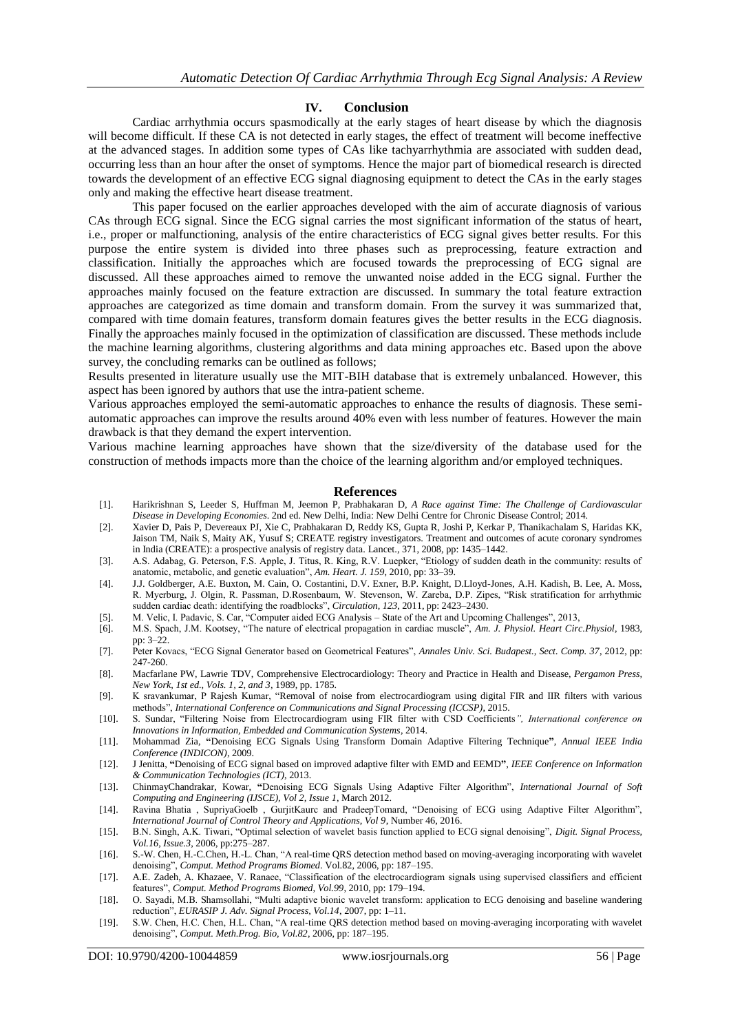## IV. Conclusion

Cardiac arrhythmia occurs spasmodically at the early stages of heart disease by which the diagnosis will become difficult. If these CA is not detected in early stages, the effect of treatment will become ineffective at the advanced stages. In addition some types of CAs like tachyarrhythmia are associated with sudden dead, occurring less than an hour after the onset of symptoms. Hence the major part of biomedical research is directed towards the development of an effective ECG signal diagnosing equipment to detect the CAs in the early stages only and making the effective heart disease treatment.

This paper focused on the earlier approaches developed with the aim of accurate diagnosis of various CAs through ECG signal. Since the ECG signal carries the most significant information of the status of heart, i.e., proper or malfunctioning, analysis of the entire characteristics of ECG signal gives better results. For this purpose the entire system is divided into three phases such as preprocessing, feature extraction and classification. Initially the approaches which are focused towards the preprocessing of ECG signal are discussed. All these approaches aimed to remove the unwanted noise added in the ECG signal. Further the approaches mainly focused on the feature extraction are discussed. In summary the total feature extraction approaches are categorized as time domain and transform domain. From the survey it was summarized that, compared with time domain features, transform domain features gives the better results in the ECG diagnosis. Finally the approaches mainly focused in the optimization of classification are discussed. These methods include the machine learning algorithms, clustering algorithms and data mining approaches etc. Based upon the above survey, the concluding remarks can be outlined as follows;

Results presented in literature usually use the MIT-BIH database that is extremely unbalanced. However, this aspect has been ignored by authors that use the intra-patient scheme.

Various approaches employed the semi-automatic approaches to enhance the results of diagnosis. These semi-automatic approaches can improve the results around 40% even with less number of features. However the main drawback is that they demand the expert intervention.

Various machine learning approaches have shown that the size/diversity of the database used for the construction of methods impacts more than the choice of the learning algorithm and/or employed techniques.

## References

[1]. Harikrishnan S, Leeder S, Huffman M, Jeemon P, Prabhakaran D, *A Race against Time: The Challenge of Cardiovascular Disease in Developing Economies*. 2nd ed. New Delhi, India: New Delhi Centre for Chronic Disease Control; 2014.

[2]. Xavier D, Pais P, Devereaux PJ, Xie C, Prabhakaran D, Reddy KS, Gupta R, Joshi P, Kerkar P, Thanikachalam S, Haridas KK, Jaison TM, Naik S, Maity AK, Yusuf S; CREATE registry investigators. Treatment and outcomes of acute coronary syndromes in India (CREATE): a prospective analysis of registry data. Lancet., 371, 2008, pp: 1435–1442.

[3]. A.S. Adabag, G. Peterson, F.S. Apple, J. Titus, R. King, R.V. Luepker, "Etiology of sudden death in the community: results of anatomic, metabolic, and genetic evaluation", *Am. Heart. J. 159*, 2010, pp: 33–39.

[4]. J.J. Goldberger, A.E. Buxton, M. Cain, O. Costantini, D.V. Exner, B.P. Knight, D.Lloyd-Jones, A.H. Kadish, B. Lee, A. Moss, R. Myerburg, J. Olgin, R. Passman, D.Rosenbaum, W. Stevenson, W. Zareba, D.P. Zipes, "Risk stratification for arrhythmic sudden cardiac death: identifying the roadblocks", *Circulation, 123*, 2011, pp: 2423–2430.

[5]. M. Velic, I. Padavic, S. Car, "Computer aided ECG Analysis – State of the Art and Upcoming Challenges", 2013,

[6]. M.S. Spach, J.M. Kootsey, "The nature of electrical propagation in cardiac muscle", *Am. J. Physiol. Heart Circ.Physiol*, 1983, pp: 3–22.

[7]. Peter Kovacs, "ECG Signal Generator based on Geometrical Features", *Annales Univ. Sci. Budapest., Sect. Comp. 37*, 2012, pp: 247-260.

[8]. Macfarlane PW, Lawrie TDV, Comprehensive Electrocardiology: Theory and Practice in Health and Disease, *Pergamon Press, New York, 1st ed., Vols. 1, 2, and 3*, 1989, pp. 1785.

[9]. K sravankumar, P Rajesh Kumar, "Removal of noise from electrocardiogram using digital FIR and IIR filters with various methods", *International Conference on Communications and Signal Processing (ICCSP)*, 2015.

[10]. S. Sundar, "Filtering Noise from Electrocardiogram using FIR filter with CSD Coefficients*", International conference on Innovations in Information, Embedded and Communication Systems*, 2014.

[11]. Mohammad Zia, **"**Denoising ECG Signals Using Transform Domain Adaptive Filtering Technique**"**, *Annual IEEE India Conference (INDICON)*, 2009.

[12]. J Jenitta, **"**Denoising of ECG signal based on improved adaptive filter with EMD and EEMD**"**, *IEEE Conference on Information & Communication Technologies (ICT)*, 2013.

[13]. ChinmayChandrakar, Kowar, **"**Denoising ECG Signals Using Adaptive Filter Algorithm", *International Journal of Soft Computing and Engineering (IJSCE), Vol 2, Issue 1*, March 2012.

[14]. Ravina Bhatia , SupriyaGoelb , GurjitKaurc and PradeepTomard, "Denoising of ECG using Adaptive Filter Algorithm", *International Journal of Control Theory and Applications, Vol 9*, Number 46, 2016.

[15]. B.N. Singh, A.K. Tiwari, "Optimal selection of wavelet basis function applied to ECG signal denoising", *Digit. Signal Process, Vol.16, Issue.3*, 2006, pp:275–287.

[16]. S.-W. Chen, H.-C.Chen, H.-L. Chan, "A real-time QRS detection method based on moving-averaging incorporating with wavelet denoising", *Comput. Method Programs Biomed*. Vol.82, 2006, pp: 187–195.

[17]. A.E. Zadeh, A. Khazaee, V. Ranaee, "Classification of the electrocardiogram signals using supervised classifiers and efficient features", *Comput. Method Programs Biomed, Vol.99*, 2010, pp: 179–194.

[18]. O. Sayadi, M.B. Shamsollahi, "Multi adaptive bionic wavelet transform: application to ECG denoising and baseline wandering reduction", *EURASIP J. Adv. Signal Process, Vol.14*, 2007, pp: 1–11.

[19]. S.W. Chen, H.C. Chen, H.L. Chan, "A real-time QRS detection method based on moving-averaging incorporating with wavelet denoising", *Comput. Meth.Prog. Bio, Vol.82*, 2006, pp: 187–195.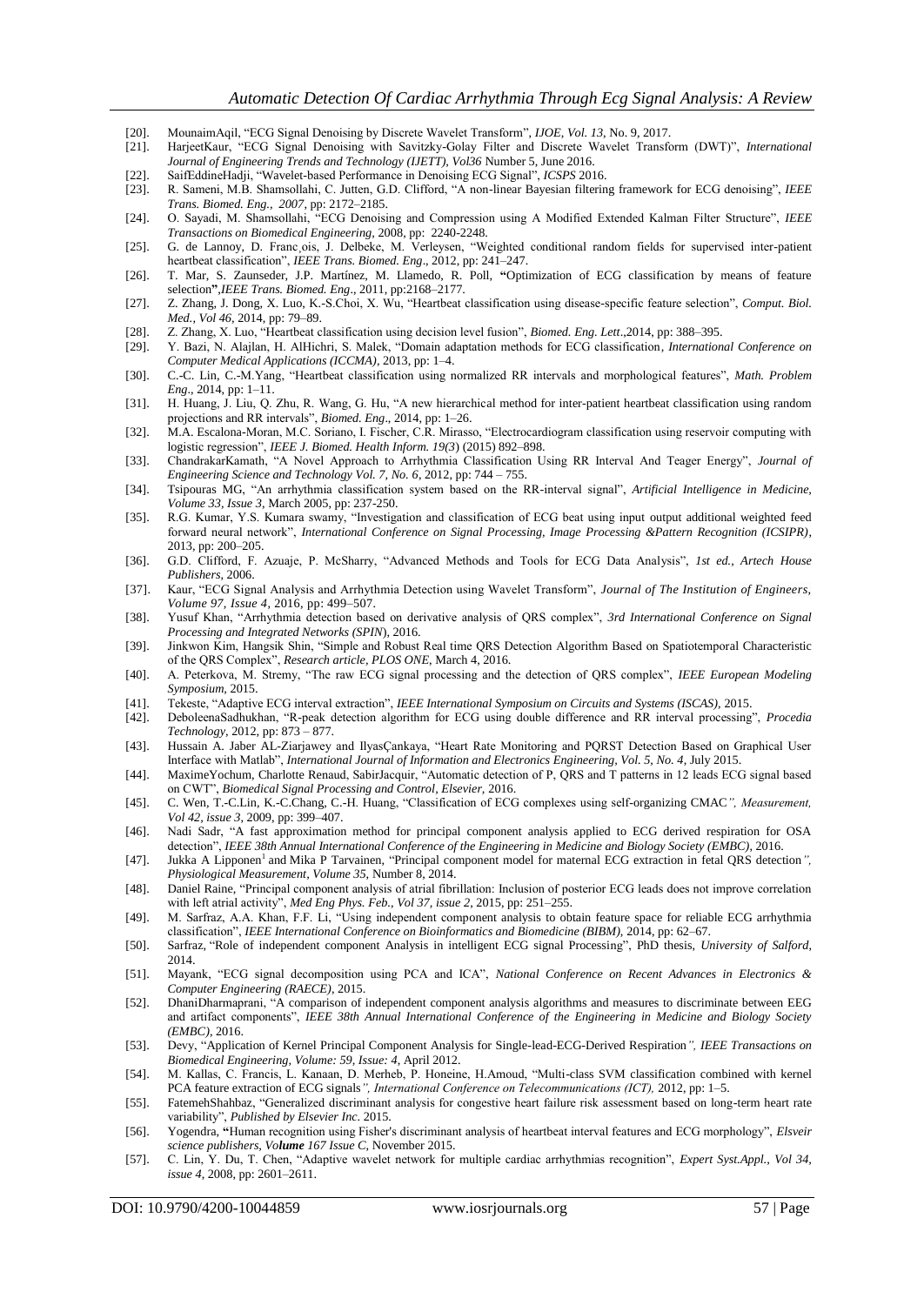[20]. MounaimAqil, "ECG Signal Denoising by Discrete Wavelet Transform", *IJOE, Vol. 13,* No. 9, 2017.

[21]. HarjeetKaur, "ECG Signal Denoising with Savitzky-Golay Filter and Discrete Wavelet Transform (DWT)", *International Journal of Engineering Trends and Technology (IJETT), Vol36* Number 5, June 2016.

[22]. SaifEddineHadji, "Wavelet-based Performance in Denoising ECG Signal", *ICSPS* 2016.

[23]. R. Sameni, M.B. Shamsollahi, C. Jutten, G.D. Clifford, "A non-linear Bayesian filtering framework for ECG denoising", *IEEE Trans. Biomed. Eng., 2007*, pp: 2172–2185.

[24]. O. Sayadi, M. Shamsollahi, "ECG Denoising and Compression using A Modified Extended Kalman Filter Structure", *IEEE Transactions on Biomedical Engineering,* 2008, pp: 2240-2248.

[25]. G. de Lannoy, D. Franc¸ois, J. Delbeke, M. Verleysen, "Weighted conditional random fields for supervised inter-patient heartbeat classification", *IEEE Trans. Biomed. Eng*., 2012, pp: 241–247.

[26]. T. Mar, S. Zaunseder, J.P. Martínez, M. Llamedo, R. Poll, **"**Optimization of ECG classification by means of feature selection**"**,*IEEE Trans. Biomed. Eng*., 2011, pp:2168–2177.

[27]. Z. Zhang, J. Dong, X. Luo, K.-S.Choi, X. Wu, "Heartbeat classification using disease-specific feature selection", *Comput. Biol. Med., Vol 46,* 2014, pp: 79–89.

[28]. Z. Zhang, X. Luo, "Heartbeat classification using decision level fusion", *Biomed. Eng. Lett*.,2014, pp: 388–395.

[29]. Y. Bazi, N. Alajlan, H. AlHichri, S. Malek, "Domain adaptation methods for ECG classification, *International Conference on Computer Medical Applications (ICCMA)*, 2013, pp: 1–4.

[30]. C.-C. Lin, C.-M.Yang, "Heartbeat classification using normalized RR intervals and morphological features", *Math. Problem Eng*., 2014, pp: 1–11.

[31]. H. Huang, J. Liu, Q. Zhu, R. Wang, G. Hu, "A new hierarchical method for inter-patient heartbeat classification using random projections and RR intervals", *Biomed. Eng*., 2014, pp: 1–26.

[32]. M.A. Escalona-Moran, M.C. Soriano, I. Fischer, C.R. Mirasso, "Electrocardiogram classification using reservoir computing with logistic regression", *IEEE J. Biomed. Health Inform. 19(3*) (2015) 892–898.

[33]. ChandrakarKamath, "A Novel Approach to Arrhythmia Classification Using RR Interval And Teager Energy", *Journal of Engineering Science and Technology Vol. 7, No. 6,* 2012, pp: 744 – 755.

[34]. Tsipouras MG, "An arrhythmia classification system based on the RR-interval signal", *Artificial Intelligence in Medicine, Volume 33, Issue 3*, March 2005, pp: 237-250.

[35]. R.G. Kumar, Y.S. Kumara swamy, "Investigation and classification of ECG beat using input output additional weighted feed forward neural network", *International Conference on Signal Processing, Image Processing &Pattern Recognition (ICSIPR)*, 2013, pp: 200–205.

[36]. G.D. Clifford, F. Azuaje, P. McSharry, "Advanced Methods and Tools for ECG Data Analysis", *1st ed., Artech House Publishers*, 2006.

[37]. Kaur, "ECG Signal Analysis and Arrhythmia Detection using Wavelet Transform", *Journal of The Institution of Engineers, Volume 97, Issue 4*, 2016, pp: 499–507.

[38]. Yusuf Khan, "Arrhythmia detection based on derivative analysis of QRS complex", *3rd International Conference on Signal Processing and Integrated Networks (SPIN*), 2016.

[39]. Jinkwon Kim, Hangsik Shin, "Simple and Robust Real time QRS Detection Algorithm Based on Spatiotemporal Characteristic of the QRS Complex", *Research article, PLOS ONE,* March 4, 2016.

[40]. A. Peterkova, M. Stremy, "The raw ECG signal processing and the detection of QRS complex", *IEEE European Modeling Symposium,* 2015.

[41]. Tekeste, "Adaptive ECG interval extraction", *IEEE International Symposium on Circuits and Systems (ISCAS),* 2015.

[42]. DeboleenaSadhukhan, "R-peak detection algorithm for ECG using double difference and RR interval processing", *Procedia Technology*, 2012, pp: 873 – 877.

[43]. Hussain A. Jaber AL-Ziarjawey and IlyasÇankaya, "Heart Rate Monitoring and PQRST Detection Based on Graphical User Interface with Matlab", *International Journal of Information and Electronics Engineering, Vol. 5, No. 4,* July 2015.

[44]. MaximeYochum, Charlotte Renaud, SabirJacquir, "Automatic detection of P, QRS and T patterns in 12 leads ECG signal based on CWT", *Biomedical Signal Processing and Control, Elsevier,* 2016.

[45]. C. Wen, T.-C.Lin, K.-C.Chang, C.-H. Huang, "Classification of ECG complexes using self-organizing CMAC*", Measurement, Vol 42, issue 3*, 2009, pp: 399–407.

[46]. Nadi Sadr, "A fast approximation method for principal component analysis applied to ECG derived respiration for OSA detection", *IEEE 38th Annual International Conference of the Engineering in Medicine and Biology Society (EMBC),* 2016.

[47]. Jukka A Lipponen[1] and Mika P Tarvainen, "Principal component model for maternal ECG extraction in fetal QRS detection*", Physiological Measurement, Volume 35,* Number 8, 2014.

[48]. Daniel Raine, "Principal component analysis of atrial fibrillation: Inclusion of posterior ECG leads does not improve correlation with left atrial activity", *Med Eng Phys. Feb., Vol 37, issue 2*, 2015, pp: 251–255.

[49]. M. Sarfraz, A.A. Khan, F.F. Li, "Using independent component analysis to obtain feature space for reliable ECG arrhythmia classification", *IEEE International Conference on Bioinformatics and Biomedicine (BIBM),* 2014, pp: 62–67.

[50]. Sarfraz, "Role of independent component Analysis in intelligent ECG signal Processing", PhD thesis, *University of Salford,* 2014.

[51]. Mayank, "ECG signal decomposition using PCA and ICA", *National Conference on Recent Advances in Electronics & Computer Engineering (RAECE),* 2015.

[52]. DhaniDharmaprani, "A comparison of independent component analysis algorithms and measures to discriminate between EEG and artifact components", *IEEE 38th Annual International Conference of the Engineering in Medicine and Biology Society (EMBC)*, 2016.

[53]. Devy, "Application of Kernel Principal Component Analysis for Single-lead-ECG-Derived Respiration*", IEEE Transactions on Biomedical Engineering, Volume: 59, Issue: 4,* April 2012.

[54]. M. Kallas, C. Francis, L. Kanaan, D. Merheb, P. Honeine, H.Amoud, "Multi-class SVM classification combined with kernel PCA feature extraction of ECG signals*", International Conference on Telecommunications (ICT),* 2012, pp: 1–5.

[55]. FatemehShahbaz, "Generalized discriminant analysis for congestive heart failure risk assessment based on long-term heart rate variability", *Published by Elsevier Inc.* 2015.

[56]. Yogendra, **"**Human recognition using Fisher's discriminant analysis of heartbeat interval features and ECG morphology", *Elsveir science publishers, Vo**lume** 167 Issue C,* November 2015.

[57]. C. Lin, Y. Du, T. Chen, "Adaptive wavelet network for multiple cardiac arrhythmias recognition", *Expert Syst.Appl., Vol 34, issue 4,* 2008, pp: 2601–2611.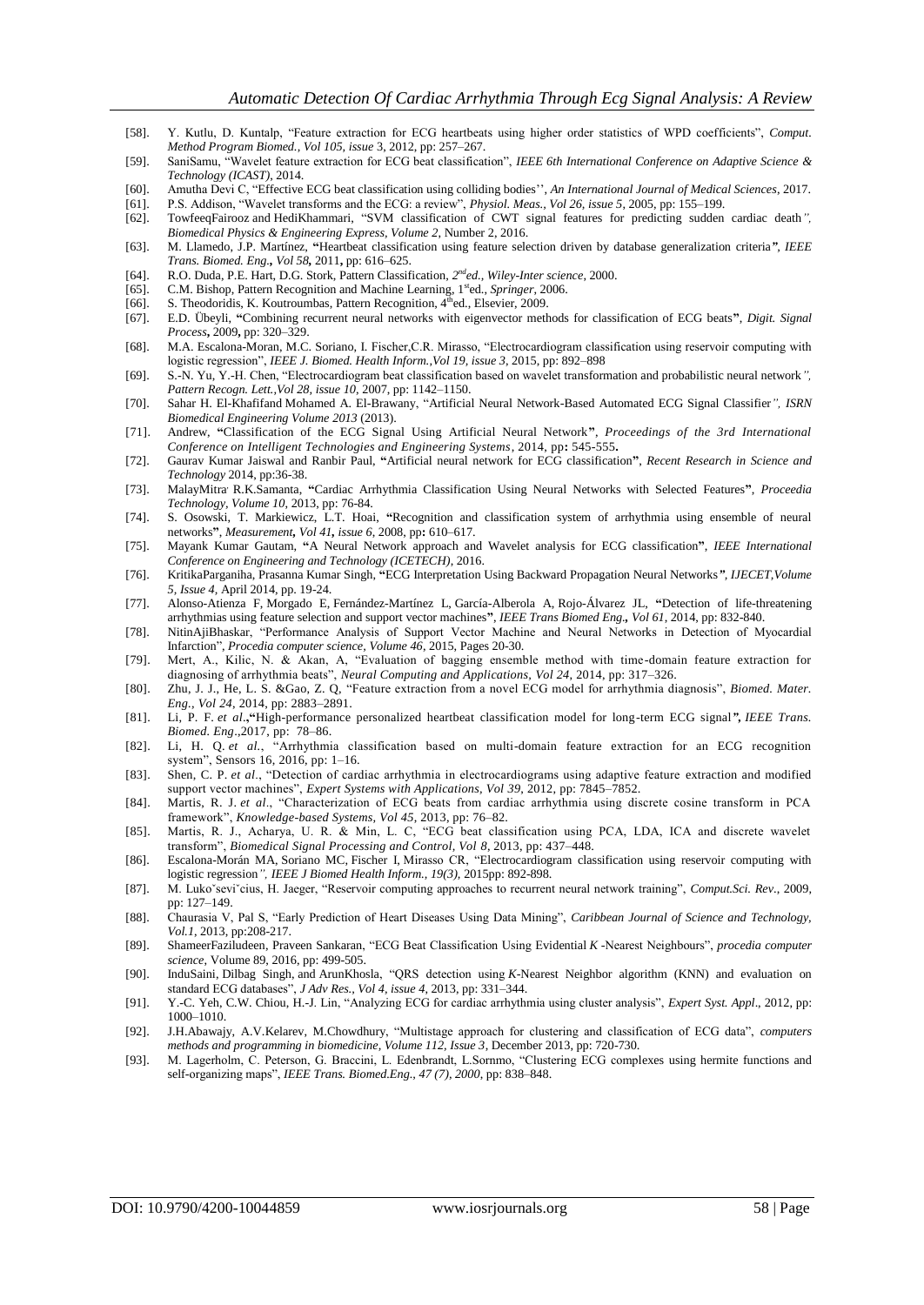[58]. Y. Kutlu, D. Kuntalp, "Feature extraction for ECG heartbeats using higher order statistics of WPD coefficients", *Comput. Method Program Biomed., Vol 105, issue* 3, 2012, pp: 257–267.

[59]. SaniSamu, "Wavelet feature extraction for ECG beat classification", *IEEE 6th International Conference on Adaptive Science & Technology (ICAST)*, 2014.

[60]. Amutha Devi C, "Effective ECG beat classification using colliding bodies'', *An International Journal of Medical Sciences*, 2017.

[61]. P.S. Addison, "Wavelet transforms and the ECG: a review", *Physiol. Meas., Vol 26, issue 5*, 2005, pp: 155–199.

[62]. TowfeeqFairooz and HediKhammari, "SVM classification of CWT signal features for predicting sudden cardiac death*", Biomedical Physics & Engineering Express, Volume 2*, Number 2, 2016.

[63]. M. Llamedo, J.P. Martínez, **"**Heartbeat classification using feature selection driven by database generalization criteria*", IEEE Trans. Biomed. Eng.***,** *Vol 58***,** 2011**,** pp: 616–625.

[64]. R.O. Duda, P.E. Hart, D.G. Stork, Pattern Classification, *2nd ed., Wiley-Inter science*, 2000.

[65]. C.M. Bishop, Pattern Recognition and Machine Learning, 1st ed., *Springer*, 2006.

[66]. S. Theodoridis, K. Koutroumbas, Pattern Recognition, 4th ed., Elsevier, 2009.

[67]. E.D. Übeyli, **"**Combining recurrent neural networks with eigenvector methods for classification of ECG beats**"**, *Digit. Signal Process***,** 2009**,** pp: 320–329.

[68]. M.A. Escalona-Moran, M.C. Soriano, I. Fischer,C.R. Mirasso, "Electrocardiogram classification using reservoir computing with logistic regression", *IEEE J. Biomed. Health Inform.,Vol 19, issue 3*, 2015, pp: 892–898

[69]. S.-N. Yu, Y.-H. Chen, "Electrocardiogram beat classification based on wavelet transformation and probabilistic neural network*", Pattern Recogn. Lett.,Vol 28, issue 10*, 2007, pp: 1142–1150.

[70]. Sahar H. El-Khafifand Mohamed A. El-Brawany, "Artificial Neural Network-Based Automated ECG Signal Classifier*", ISRN Biomedical Engineering Volume 2013* (2013).

[71]. Andrew, **"**Classification of the ECG Signal Using Artificial Neural Network**"**, *Proceedings of the 3rd International Conference on Intelligent Technologies and Engineering Systems*, 2014, pp**:** 545-555**.**

[72]. Gaurav Kumar Jaiswal and Ranbir Paul, **"**Artificial neural network for ECG classification**"**, *Recent Research in Science and Technology* 2014, pp:36-38.

[73]. MalayMitra, R.K.Samanta, **"**Cardiac Arrhythmia Classification Using Neural Networks with Selected Features**"**, *Proceedia Technology, Volume 10*, 2013, pp: 76-84.

[74]. S. Osowski, T. Markiewicz, L.T. Hoai, **"**Recognition and classification system of arrhythmia using ensemble of neural networks**"**, *Measurement***,** *Vol 41***,** *issue 6*, 2008, pp**:** 610–617.

[75]. Mayank Kumar Gautam, **"**A Neural Network approach and Wavelet analysis for ECG classification**"**, *IEEE International Conference on Engineering and Technology (ICETECH),* 2016.

[76]. KritikaParganiha, Prasanna Kumar Singh, **"**ECG Interpretation Using Backward Propagation Neural Networks*", IJECET,Volume 5, Issue 4,* April 2014, pp. 19-24.

[77]. Alonso-Atienza F, Morgado E, Fernández-Martínez L, García-Alberola A, Rojo-Álvarez JL, **"**Detection of life-threatening arrhythmias using feature selection and support vector machines**"**, *IEEE Trans Biomed Eng***.,** *Vol 61*, 2014, pp: 832-840.

[78]. NitinAjiBhaskar, "Performance Analysis of Support Vector Machine and Neural Networks in Detection of Myocardial Infarction", *Procedia computer science, Volume 46*, 2015, Pages 20-30.

[79]. Mert, A., Kilic, N. & Akan, A, "Evaluation of bagging ensemble method with time-domain feature extraction for diagnosing of arrhythmia beats", *Neural Computing and Applications, Vol 24*, 2014, pp: 317–326.

[80]. Zhu, J. J., He, L. S. &Gao, Z. Q, "Feature extraction from a novel ECG model for arrhythmia diagnosis", *Biomed. Mater. Eng., Vol 24*, 2014, pp: 2883–2891.

[81]. Li, P. F. *et al*.,**"**High-performance personalized heartbeat classification model for long-term ECG signal*", IEEE Trans. Biomed. Eng*.,2017, pp: 78–86.

[82]. Li, H. Q. *et al.*, "Arrhythmia classification based on multi-domain feature extraction for an ECG recognition system", Sensors 16, 2016, pp: 1–16.

[83]. Shen, C. P. *et al*., "Detection of cardiac arrhythmia in electrocardiograms using adaptive feature extraction and modified support vector machines", *Expert Systems with Applications, Vol 39*, 2012, pp: 7845–7852.

[84]. Martis, R. J. *et al*., "Characterization of ECG beats from cardiac arrhythmia using discrete cosine transform in PCA framework", *Knowledge-based Systems, Vol 45*, 2013, pp: 76–82.

[85]. Martis, R. J., Acharya, U. R. & Min, L. C, "ECG beat classification using PCA, LDA, ICA and discrete wavelet transform", *Biomedical Signal Processing and Control, Vol 8*, 2013, pp: 437–448.

[86]. Escalona-Morán MA, Soriano MC, Fischer I, Mirasso CR, "Electrocardiogram classification using reservoir computing with logistic regression*", IEEE J Biomed Health Inform., 19(3)*, 2015pp: 892-898.

[87]. M. Lukoˇseviˇcius, H. Jaeger, "Reservoir computing approaches to recurrent neural network training", *Comput.Sci. Rev*., 2009, pp: 127–149.

[88]. Chaurasia V, Pal S, "Early Prediction of Heart Diseases Using Data Mining", *Caribbean Journal of Science and Technology, Vol.1*, 2013, pp:208-217.

[89]. ShameerFaziludeen, Praveen Sankaran, "ECG Beat Classification Using Evidential *K* -Nearest Neighbours", *procedia computer science*, Volume 89, 2016, pp: 499-505.

[90]. InduSaini, Dilbag Singh, and ArunKhosla, "QRS detection using *K*-Nearest Neighbor algorithm (KNN) and evaluation on standard ECG databases", *J Adv Res., Vol 4, issue 4*, 2013, pp: 331–344.

[91]. Y.-C. Yeh, C.W. Chiou, H.-J. Lin, "Analyzing ECG for cardiac arrhythmia using cluster analysis", *Expert Syst. Appl*., 2012, pp: 1000–1010.

[92]. J.H.Abawajy, A.V.Kelarev, M.Chowdhury, "Multistage approach for clustering and classification of ECG data", *computers methods and programming in biomedicine, Volume 112, Issue 3*, December 2013, pp: 720-730.

[93]. M. Lagerholm, C. Peterson, G. Braccini, L. Edenbrandt, L.Sornmo, "Clustering ECG complexes using hermite functions and self-organizing maps", *IEEE Trans. Biomed.Eng., 47 (7), 2000*, pp: 838–848.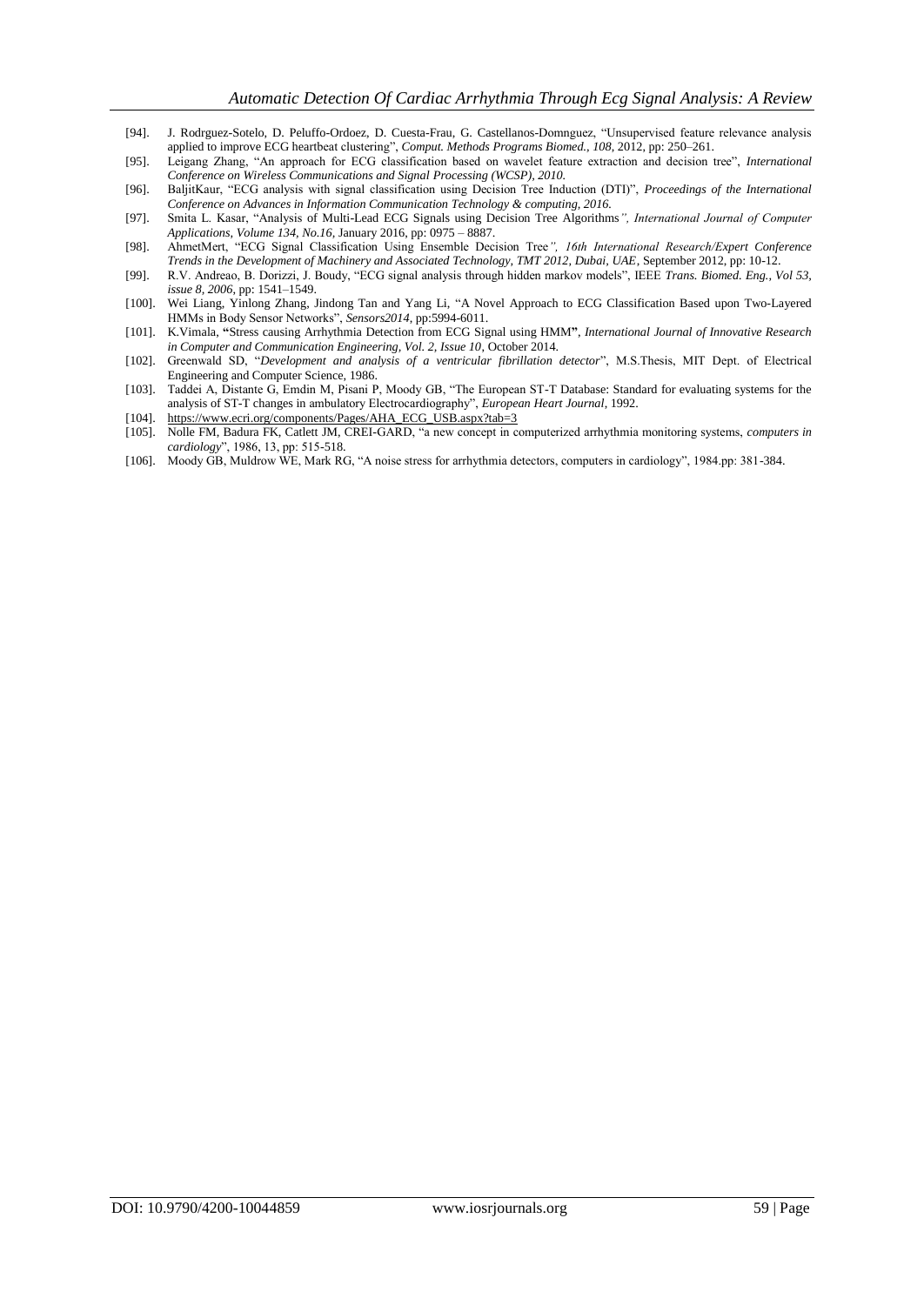[94]. J. Rodrguez-Sotelo, D. Peluffo-Ordoez, D. Cuesta-Frau, G. Castellanos-Domnguez, "Unsupervised feature relevance analysis applied to improve ECG heartbeat clustering", *Comput. Methods Programs Biomed., 108*, 2012, pp: 250–261.

[95]. Leigang Zhang, "An approach for ECG classification based on wavelet feature extraction and decision tree", *International Conference on Wireless Communications and Signal Processing (WCSP), 2010.*

[96]. BaljitKaur, "ECG analysis with signal classification using Decision Tree Induction (DTI)", *Proceedings of the International Conference on Advances in Information Communication Technology & computing, 2016.*

[97]. Smita L. Kasar, "Analysis of Multi-Lead ECG Signals using Decision Tree Algorithms*", International Journal of Computer Applications, Volume 134, No.16,* January 2016, pp: 0975 – 8887.

[98]. AhmetMert, "ECG Signal Classification Using Ensemble Decision Tree*", 16th International Research/Expert Conference Trends in the Development of Machinery and Associated Technology, TMT 2012, Dubai, UAE,* September 2012, pp: 10-12.

[99]. R.V. Andreao, B. Dorizzi, J. Boudy, "ECG signal analysis through hidden markov models", IEEE *Trans. Biomed. Eng., Vol 53, issue 8, 2006*, pp: 1541–1549.

[100]. Wei Liang, Yinlong Zhang, Jindong Tan and Yang Li, "A Novel Approach to ECG Classification Based upon Two-Layered HMMs in Body Sensor Networks", *Sensors2014*, pp:5994-6011.

[101]. K.Vimala, **"**Stress causing Arrhythmia Detection from ECG Signal using HMM**"**, *International Journal of Innovative Research in Computer and Communication Engineering, Vol. 2, Issue 10*, October 2014.

[102]. Greenwald SD, "*Development and analysis of a ventricular fibrillation detector*", M.S.Thesis, MIT Dept. of Electrical Engineering and Computer Science, 1986.

[103]. Taddei A, Distante G, Emdin M, Pisani P, Moody GB, "The European ST-T Database: Standard for evaluating systems for the analysis of ST-T changes in ambulatory Electrocardiography", *European Heart Journal*, 1992.

[104]. https://www.ecri.org/components/Pages/AHA_ECG_USB.aspx?tab=3

[105]. Nolle FM, Badura FK, Catlett JM, CREI-GARD, "a new concept in computerized arrhythmia monitoring systems, *computers in cardiology*", 1986, 13, pp: 515-518.

[106]. Moody GB, Muldrow WE, Mark RG, "A noise stress for arrhythmia detectors, computers in cardiology", 1984.pp: 381-384.